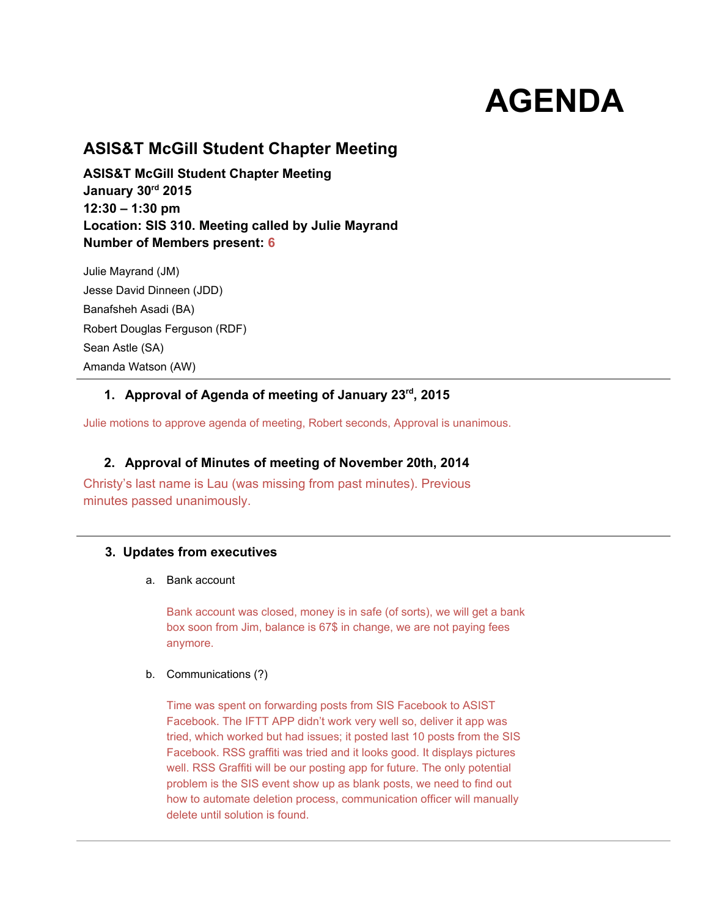# AGENDA

## ASIS&T McGill Student Chapter Meeting

**ASIS&T McGill Student Chapter Meeting**
**January 30rd 2015**
**12:30 – 1:30 pm**
**Location: SIS 310. Meeting called by Julie Mayrand**
**Number of Members present: 6**

Julie Mayrand (JM)
Jesse David Dinneen (JDD)
Banafsheh Asadi (BA)
Robert Douglas Ferguson (RDF)
Sean Astle (SA)
Amanda Watson (AW)

---

### 1. Approval of Agenda of meeting of January 23rd, 2015

Julie motions to approve agenda of meeting, Robert seconds, Approval is unanimous.

### 2. Approval of Minutes of meeting of November 20th, 2014

Christy's last name is Lau (was missing from past minutes). Previous minutes passed unanimously.

---

### 3. Updates from executives

a. Bank account

Bank account was closed, money is in safe (of sorts), we will get a bank box soon from Jim, balance is 67$ in change, we are not paying fees anymore.

b. Communications (?)

Time was spent on forwarding posts from SIS Facebook to ASIST Facebook. The IFTT APP didn't work very well so, deliver it app was tried, which worked but had issues; it posted last 10 posts from the SIS Facebook. RSS graffiti was tried and it looks good. It displays pictures well. RSS Graffiti will be our posting app for future. The only potential problem is the SIS event show up as blank posts, we need to find out how to automate deletion process, communication officer will manually delete until solution is found.

---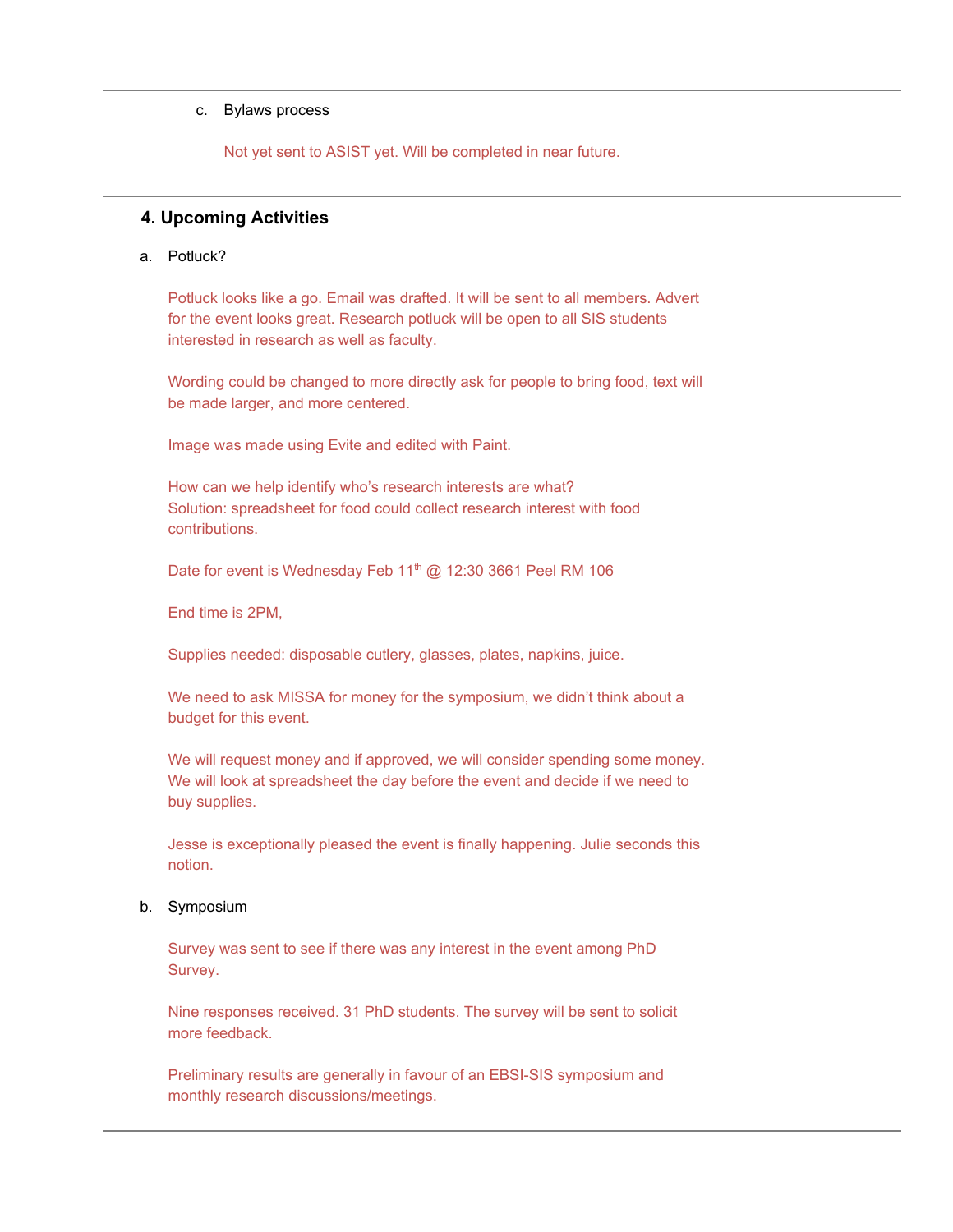c. Bylaws process

Not yet sent to ASIST yet. Will be completed in near future.

---

## 4. Upcoming Activities

a. Potluck?

Potluck looks like a go. Email was drafted. It will be sent to all members. Advert for the event looks great. Research potluck will be open to all SIS students interested in research as well as faculty.

Wording could be changed to more directly ask for people to bring food, text will be made larger, and more centered.

Image was made using Evite and edited with Paint.

How can we help identify who's research interests are what?
Solution: spreadsheet for food could collect research interest with food contributions.

Date for event is Wednesday Feb 11th @ 12:30 3661 Peel RM 106

End time is 2PM,

Supplies needed: disposable cutlery, glasses, plates, napkins, juice.

We need to ask MISSA for money for the symposium, we didn't think about a budget for this event.

We will request money and if approved, we will consider spending some money. We will look at spreadsheet the day before the event and decide if we need to buy supplies.

Jesse is exceptionally pleased the event is finally happening. Julie seconds this notion.

b. Symposium

Survey was sent to see if there was any interest in the event among PhD Survey.

Nine responses received. 31 PhD students. The survey will be sent to solicit more feedback.

Preliminary results are generally in favour of an EBSI-SIS symposium and monthly research discussions/meetings.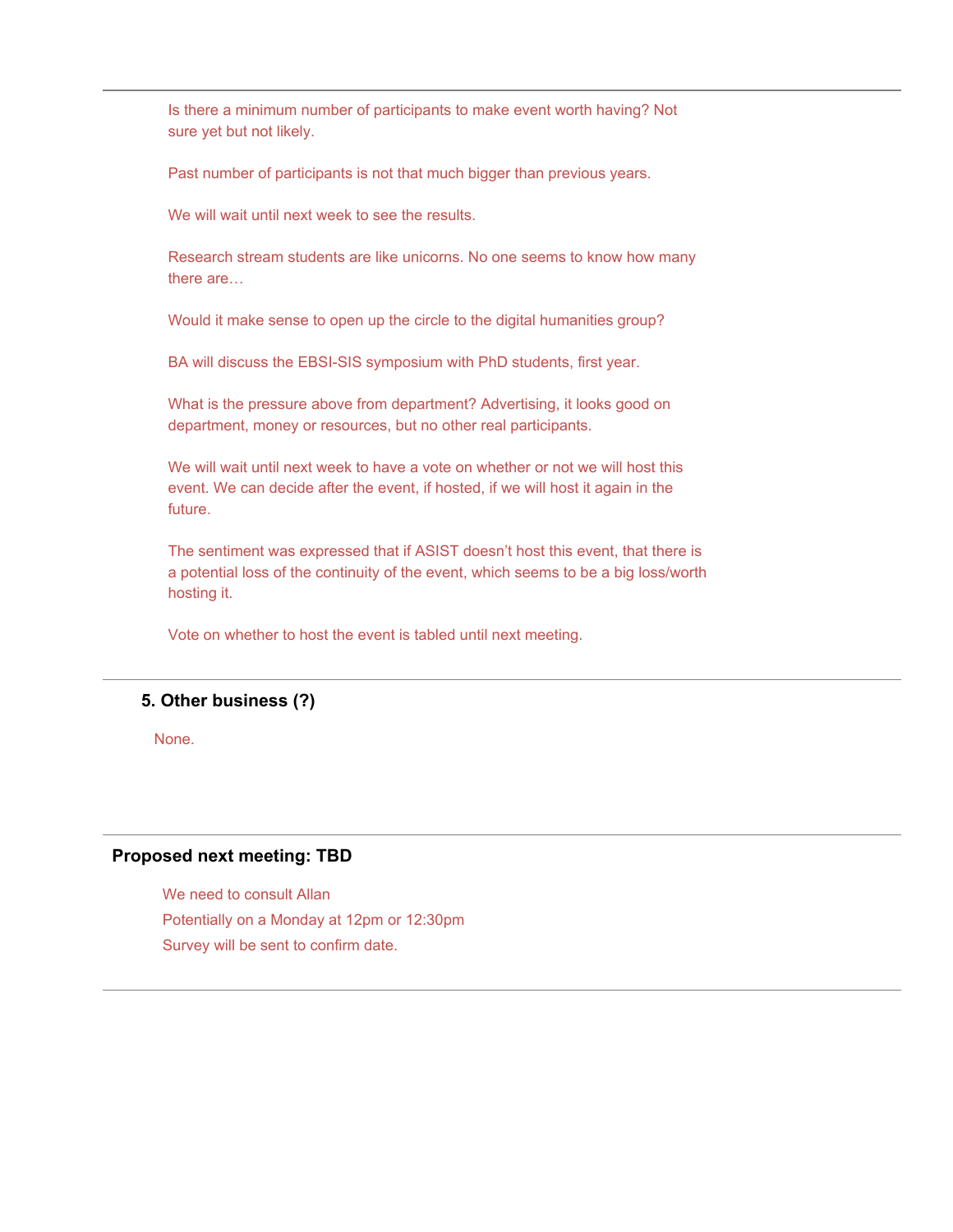Is there a minimum number of participants to make event worth having? Not sure yet but not likely.

Past number of participants is not that much bigger than previous years.

We will wait until next week to see the results.

Research stream students are like unicorns. No one seems to know how many there are…

Would it make sense to open up the circle to the digital humanities group?

BA will discuss the EBSI-SIS symposium with PhD students, first year.

What is the pressure above from department? Advertising, it looks good on department, money or resources, but no other real participants.

We will wait until next week to have a vote on whether or not we will host this event. We can decide after the event, if hosted, if we will host it again in the future.

The sentiment was expressed that if ASIST doesn't host this event, that there is a potential loss of the continuity of the event, which seems to be a big loss/worth hosting it.

Vote on whether to host the event is tabled until next meeting.

---

### 5. Other business (?)

None.

---

### Proposed next meeting: TBD

We need to consult Allan

Potentially on a Monday at 12pm or 12:30pm

Survey will be sent to confirm date.